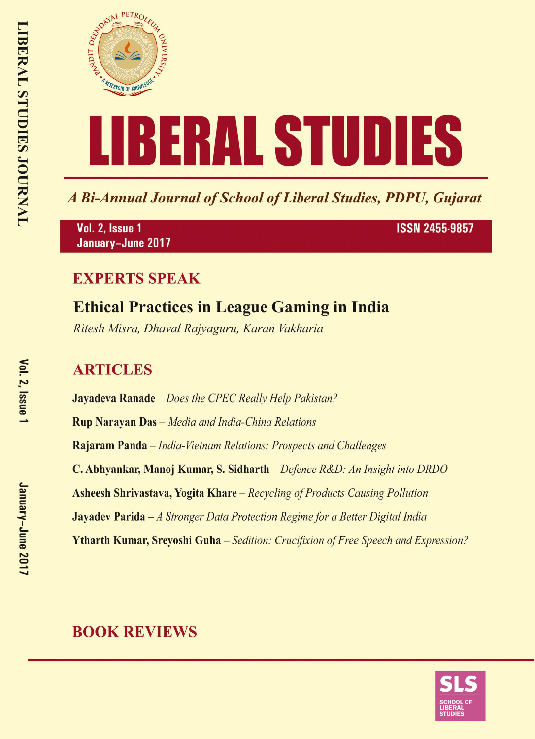# LIBERAL STUDIES

*A Bi-Annual Journal of School of Liberal Studies, PDPU, Gujarat*

**Vol. 2, Issue 1**
**January–June 2017**
**ISSN 2455-9857**

## EXPERTS SPEAK

### Ethical Practices in League Gaming in India

*Ritesh Misra, Dhaval Rajyaguru, Karan Vakharia*

## ARTICLES

**Jayadeva Ranade** – *Does the CPEC Really Help Pakistan?*

**Rup Narayan Das** – *Media and India-China Relations*

**Rajaram Panda** – *India-Vietnam Relations: Prospects and Challenges*

**C. Abhyankar, Manoj Kumar, S. Sidharth** – *Defence R&D: An Insight into DRDO*

**Asheesh Shrivastava, Yogita Khare** – *Recycling of Products Causing Pollution*

**Jayadev Parida** – *A Stronger Data Protection Regime for a Better Digital India*

**Ytharth Kumar, Sreyoshi Guha** – *Sedition: Crucifixion of Free Speech and Expression?*

## BOOK REVIEWS

SLS
SCHOOL OF LIBERAL STUDIES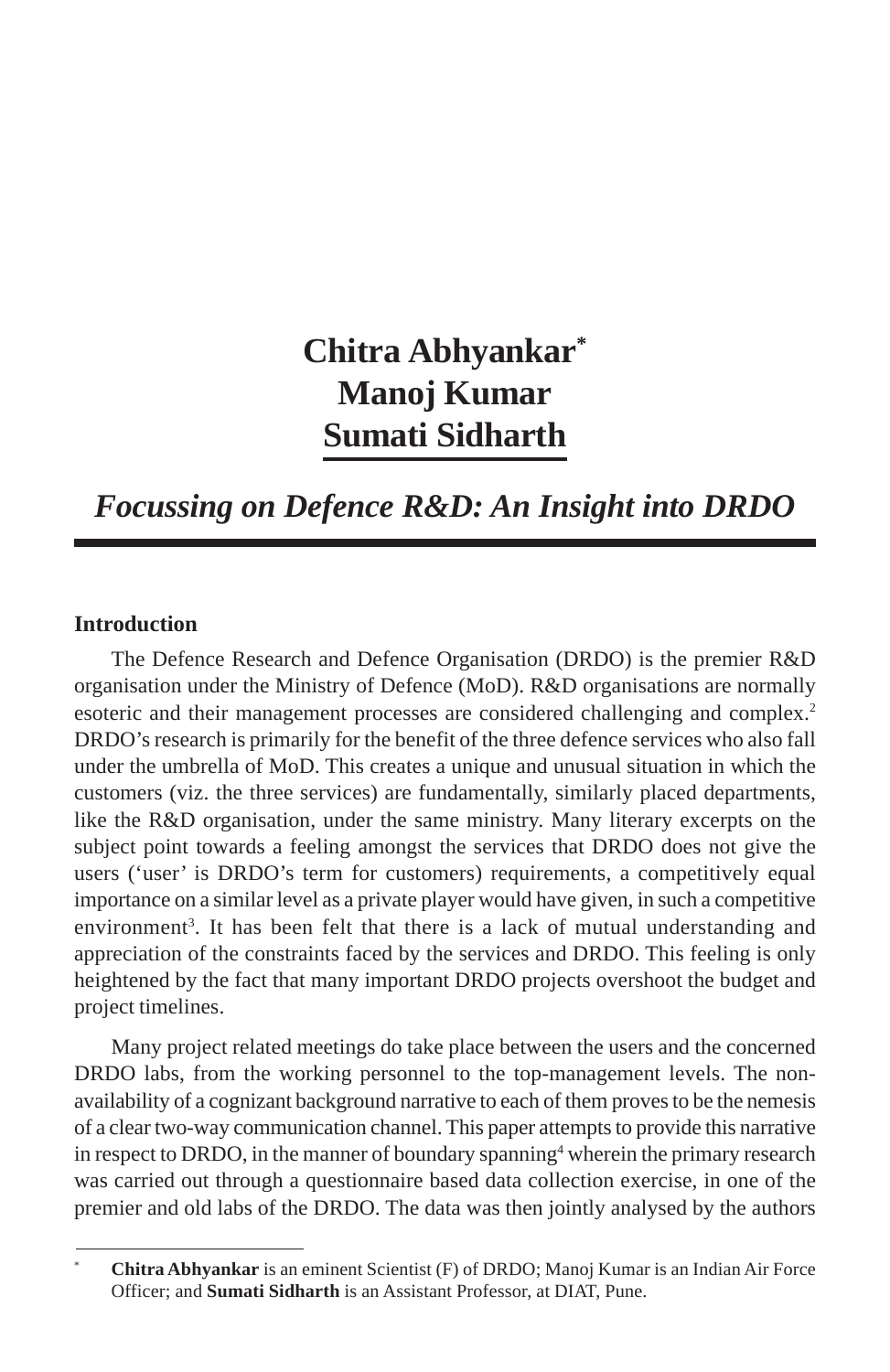# Chitra Abhyankar[*]
# Manoj Kumar
# Sumati Sidharth

## *Focussing on Defence R&D: An Insight into DRDO*

### Introduction

The Defence Research and Defence Organisation (DRDO) is the premier R&D organisation under the Ministry of Defence (MoD). R&D organisations are normally esoteric and their management processes are considered challenging and complex.[2] DRDO's research is primarily for the benefit of the three defence services who also fall under the umbrella of MoD. This creates a unique and unusual situation in which the customers (viz. the three services) are fundamentally, similarly placed departments, like the R&D organisation, under the same ministry. Many literary excerpts on the subject point towards a feeling amongst the services that DRDO does not give the users ('user' is DRDO's term for customers) requirements, a competitively equal importance on a similar level as a private player would have given, in such a competitive environment[3]. It has been felt that there is a lack of mutual understanding and appreciation of the constraints faced by the services and DRDO. This feeling is only heightened by the fact that many important DRDO projects overshoot the budget and project timelines.

Many project related meetings do take place between the users and the concerned DRDO labs, from the working personnel to the top-management levels. The non-availability of a cognizant background narrative to each of them proves to be the nemesis of a clear two-way communication channel. This paper attempts to provide this narrative in respect to DRDO, in the manner of boundary spanning[4] wherein the primary research was carried out through a questionnaire based data collection exercise, in one of the premier and old labs of the DRDO. The data was then jointly analysed by the authors

---

[*] **Chitra Abhyankar** is an eminent Scientist (F) of DRDO; Manoj Kumar is an Indian Air Force Officer; and **Sumati Sidharth** is an Assistant Professor, at DIAT, Pune.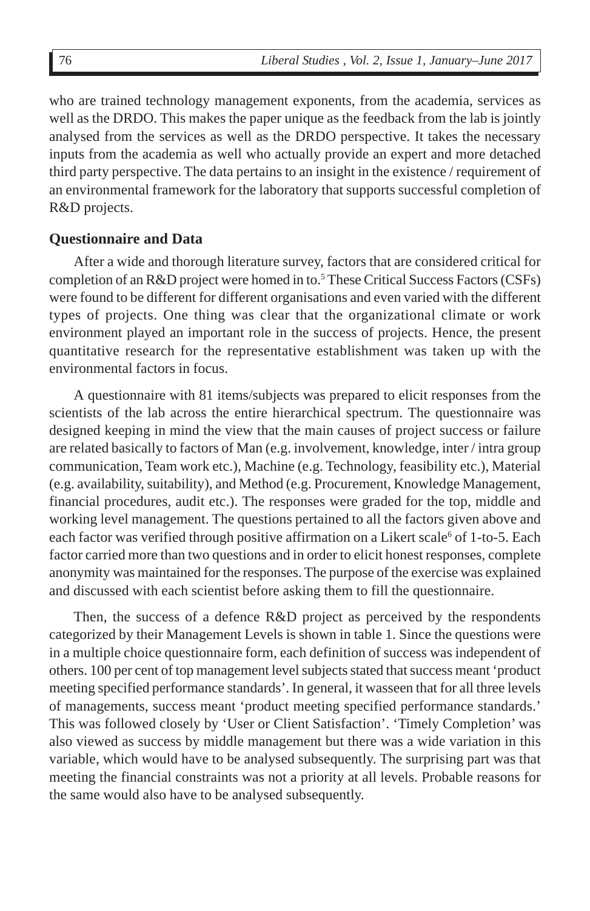who are trained technology management exponents, from the academia, services as well as the DRDO. This makes the paper unique as the feedback from the lab is jointly analysed from the services as well as the DRDO perspective. It takes the necessary inputs from the academia as well who actually provide an expert and more detached third party perspective. The data pertains to an insight in the existence / requirement of an environmental framework for the laboratory that supports successful completion of R&D projects.

## Questionnaire and Data

After a wide and thorough literature survey, factors that are considered critical for completion of an R&D project were homed in to.[5] These Critical Success Factors (CSFs) were found to be different for different organisations and even varied with the different types of projects. One thing was clear that the organizational climate or work environment played an important role in the success of projects. Hence, the present quantitative research for the representative establishment was taken up with the environmental factors in focus.

A questionnaire with 81 items/subjects was prepared to elicit responses from the scientists of the lab across the entire hierarchical spectrum. The questionnaire was designed keeping in mind the view that the main causes of project success or failure are related basically to factors of Man (e.g. involvement, knowledge, inter / intra group communication, Team work etc.), Machine (e.g. Technology, feasibility etc.), Material (e.g. availability, suitability), and Method (e.g. Procurement, Knowledge Management, financial procedures, audit etc.). The responses were graded for the top, middle and working level management. The questions pertained to all the factors given above and each factor was verified through positive affirmation on a Likert scale[6] of 1-to-5. Each factor carried more than two questions and in order to elicit honest responses, complete anonymity was maintained for the responses. The purpose of the exercise was explained and discussed with each scientist before asking them to fill the questionnaire.

Then, the success of a defence R&D project as perceived by the respondents categorized by their Management Levels is shown in table 1. Since the questions were in a multiple choice questionnaire form, each definition of success was independent of others. 100 per cent of top management level subjects stated that success meant 'product meeting specified performance standards'. In general, it wasseen that for all three levels of managements, success meant 'product meeting specified performance standards.' This was followed closely by 'User or Client Satisfaction'. 'Timely Completion' was also viewed as success by middle management but there was a wide variation in this variable, which would have to be analysed subsequently. The surprising part was that meeting the financial constraints was not a priority at all levels. Probable reasons for the same would also have to be analysed subsequently.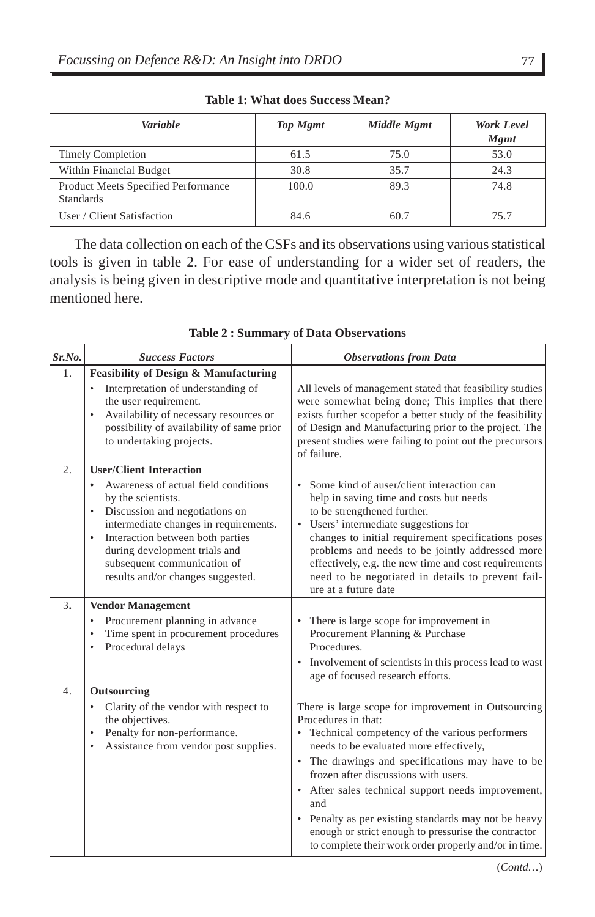**Table 1: What does Success Mean?**

| *Variable* | *Top Mgmt* | *Middle Mgmt* | *Work Level Mgmt* |
|---|---|---|---|
| Timely Completion | 61.5 | 75.0 | 53.0 |
| Within Financial Budget | 30.8 | 35.7 | 24.3 |
| Product Meets Specified Performance Standards | 100.0 | 89.3 | 74.8 |
| User / Client Satisfaction | 84.6 | 60.7 | 75.7 |

The data collection on each of the CSFs and its observations using various statistical tools is given in table 2. For ease of understanding for a wider set of readers, the analysis is being given in descriptive mode and quantitative interpretation is not being mentioned here.

**Table 2 : Summary of Data Observations**

| *Sr.No.* | *Success Factors* | *Observations from Data* |
|---|---|---|
| 1. | **Feasibility of Design & Manufacturing** <br> • Interpretation of understanding of the user requirement. <br> • Availability of necessary resources or possibility of availability of same prior to undertaking projects. | All levels of management stated that feasibility studies were somewhat being done; This implies that there exists further scopefor a better study of the feasibility of Design and Manufacturing prior to the project. The present studies were failing to point out the precursors of failure. |
| 2. | **User/Client Interaction** <br> • Awareness of actual field conditions by the scientists. <br> • Discussion and negotiations on intermediate changes in requirements. <br> • Interaction between both parties during development trials and subsequent communication of results and/or changes suggested. | • Some kind of auser/client interaction can help in saving time and costs but needs to be strengthened further. <br> • Users' intermediate suggestions for changes to initial requirement specifications poses problems and needs to be jointly addressed more effectively, e.g. the new time and cost requirements need to be negotiated in details to prevent failure at a future date |
| 3. | **Vendor Management** <br> • Procurement planning in advance <br> • Time spent in procurement procedures <br> • Procedural delays | • There is large scope for improvement in Procurement Planning & Purchase Procedures. <br> • Involvement of scientists in this process lead to wastage of focused research efforts. |
| 4. | **Outsourcing** <br> • Clarity of the vendor with respect to the objectives. <br> • Penalty for non-performance. <br> • Assistance from vendor post supplies. | There is large scope for improvement in Outsourcing Procedures in that: <br> • Technical competency of the various performers needs to be evaluated more effectively, <br> • The drawings and specifications may have to be frozen after discussions with users. <br> • After sales technical support needs improvement, and <br> • Penalty as per existing standards may not be heavy enough or strict enough to pressurise the contractor to complete their work order properly and/or in time. |

(*Contd…*)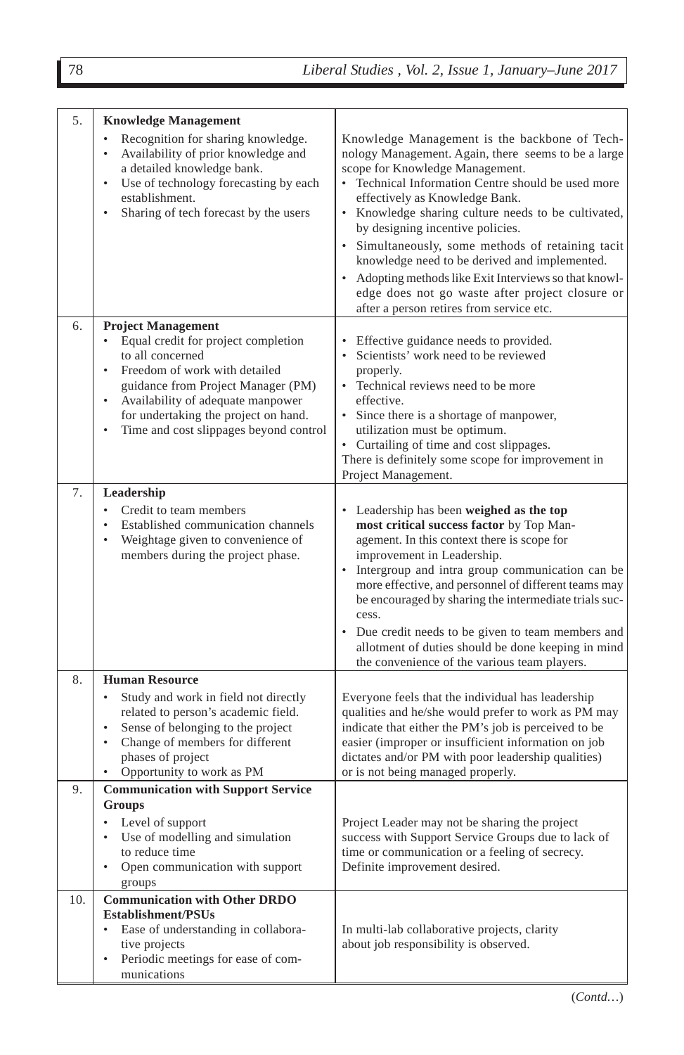| | | |
|---|---|---|
| 5. | **Knowledge Management**<br>• Recognition for sharing knowledge.<br>• Availability of prior knowledge and a detailed knowledge bank.<br>• Use of technology forecasting by each establishment.<br>• Sharing of tech forecast by the users | Knowledge Management is the backbone of Technology Management. Again, there seems to be a large scope for Knowledge Management.<br>• Technical Information Centre should be used more effectively as Knowledge Bank.<br>• Knowledge sharing culture needs to be cultivated, by designing incentive policies.<br>• Simultaneously, some methods of retaining tacit knowledge need to be derived and implemented.<br>• Adopting methods like Exit Interviews so that knowledge does not go waste after project closure or after a person retires from service etc. |
| 6. | **Project Management**<br>• Equal credit for project completion to all concerned<br>• Freedom of work with detailed guidance from Project Manager (PM)<br>• Availability of adequate manpower for undertaking the project on hand.<br>• Time and cost slippages beyond control | • Effective guidance needs to provided.<br>• Scientists' work need to be reviewed properly.<br>• Technical reviews need to be more effective.<br>• Since there is a shortage of manpower, utilization must be optimum.<br>• Curtailing of time and cost slippages.<br>There is definitely some scope for improvement in Project Management. |
| 7. | **Leadership**<br>• Credit to team members<br>• Established communication channels<br>• Weightage given to convenience of members during the project phase. | • Leadership has been **weighed as the top most critical success factor** by Top Management. In this context there is scope for improvement in Leadership.<br>• Intergroup and intra group communication can be more effective, and personnel of different teams may be encouraged by sharing the intermediate trials success.<br>• Due credit needs to be given to team members and allotment of duties should be done keeping in mind the convenience of the various team players. |
| 8. | **Human Resource**<br>• Study and work in field not directly related to person's academic field.<br>• Sense of belonging to the project<br>• Change of members for different phases of project<br>• Opportunity to work as PM | Everyone feels that the individual has leadership qualities and he/she would prefer to work as PM may indicate that either the PM's job is perceived to be easier (improper or insufficient information on job dictates and/or PM with poor leadership qualities) or is not being managed properly. |
| 9. | **Communication with Support Service Groups**<br>• Level of support<br>• Use of modelling and simulation to reduce time<br>• Open communication with support groups | Project Leader may not be sharing the project success with Support Service Groups due to lack of time or communication or a feeling of secrecy. Definite improvement desired. |
| 10. | **Communication with Other DRDO Establishment/PSUs**<br>• Ease of understanding in collaborative projects<br>• Periodic meetings for ease of communications | In multi-lab collaborative projects, clarity about job responsibility is observed. |

(*Contd…*)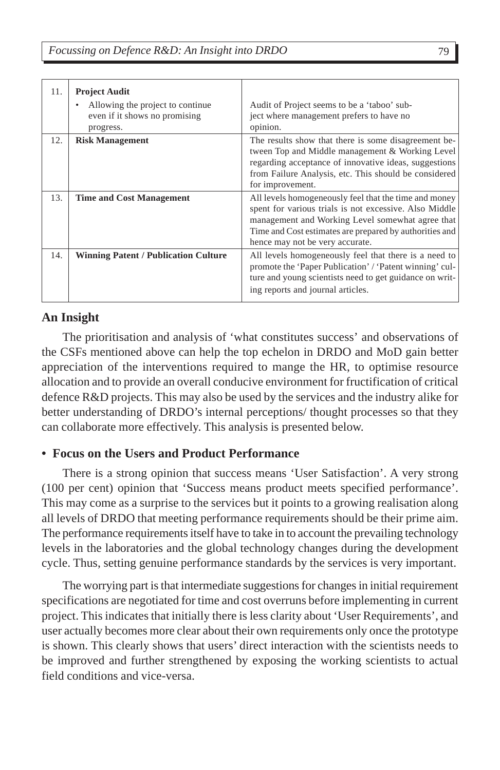| 11. | **Project Audit**<br>• Allowing the project to continue even if it shows no promising progress. | Audit of Project seems to be a 'taboo' subject where management prefers to have no opinion. |
|---|---|---|
| 12. | **Risk Management** | The results show that there is some disagreement between Top and Middle management & Working Level regarding acceptance of innovative ideas, suggestions from Failure Analysis, etc. This should be considered for improvement. |
| 13. | **Time and Cost Management** | All levels homogeneously feel that the time and money spent for various trials is not excessive. Also Middle management and Working Level somewhat agree that Time and Cost estimates are prepared by authorities and hence may not be very accurate. |
| 14. | **Winning Patent / Publication Culture** | All levels homogeneously feel that there is a need to promote the 'Paper Publication' / 'Patent winning' culture and young scientists need to get guidance on writing reports and journal articles. |

## An Insight

The prioritisation and analysis of 'what constitutes success' and observations of the CSFs mentioned above can help the top echelon in DRDO and MoD gain better appreciation of the interventions required to mange the HR, to optimise resource allocation and to provide an overall conducive environment for fructification of critical defence R&D projects. This may also be used by the services and the industry alike for better understanding of DRDO's internal perceptions/ thought processes so that they can collaborate more effectively. This analysis is presented below.

### • Focus on the Users and Product Performance

There is a strong opinion that success means 'User Satisfaction'. A very strong (100 per cent) opinion that 'Success means product meets specified performance'. This may come as a surprise to the services but it points to a growing realisation along all levels of DRDO that meeting performance requirements should be their prime aim. The performance requirements itself have to take in to account the prevailing technology levels in the laboratories and the global technology changes during the development cycle. Thus, setting genuine performance standards by the services is very important.

The worrying part is that intermediate suggestions for changes in initial requirement specifications are negotiated for time and cost overruns before implementing in current project. This indicates that initially there is less clarity about 'User Requirements', and user actually becomes more clear about their own requirements only once the prototype is shown. This clearly shows that users' direct interaction with the scientists needs to be improved and further strengthened by exposing the working scientists to actual field conditions and vice-versa.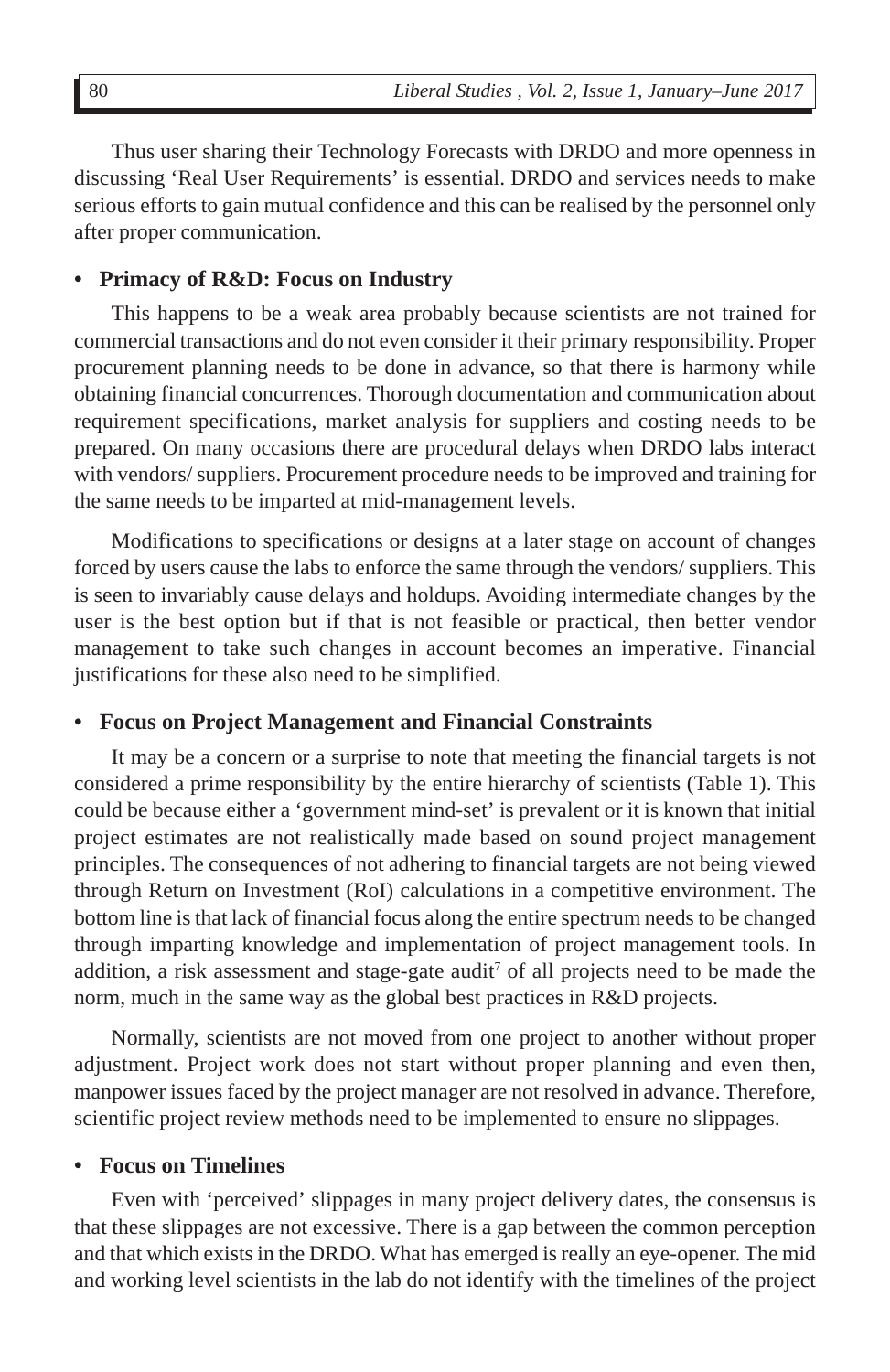Thus user sharing their Technology Forecasts with DRDO and more openness in discussing 'Real User Requirements' is essential. DRDO and services needs to make serious efforts to gain mutual confidence and this can be realised by the personnel only after proper communication.

- **Primacy of R&D: Focus on Industry**

This happens to be a weak area probably because scientists are not trained for commercial transactions and do not even consider it their primary responsibility. Proper procurement planning needs to be done in advance, so that there is harmony while obtaining financial concurrences. Thorough documentation and communication about requirement specifications, market analysis for suppliers and costing needs to be prepared. On many occasions there are procedural delays when DRDO labs interact with vendors/ suppliers. Procurement procedure needs to be improved and training for the same needs to be imparted at mid-management levels.

Modifications to specifications or designs at a later stage on account of changes forced by users cause the labs to enforce the same through the vendors/ suppliers. This is seen to invariably cause delays and holdups. Avoiding intermediate changes by the user is the best option but if that is not feasible or practical, then better vendor management to take such changes in account becomes an imperative. Financial justifications for these also need to be simplified.

- **Focus on Project Management and Financial Constraints**

It may be a concern or a surprise to note that meeting the financial targets is not considered a prime responsibility by the entire hierarchy of scientists (Table 1). This could be because either a 'government mind-set' is prevalent or it is known that initial project estimates are not realistically made based on sound project management principles. The consequences of not adhering to financial targets are not being viewed through Return on Investment (RoI) calculations in a competitive environment. The bottom line is that lack of financial focus along the entire spectrum needs to be changed through imparting knowledge and implementation of project management tools. In addition, a risk assessment and stage-gate audit[7] of all projects need to be made the norm, much in the same way as the global best practices in R&D projects.

Normally, scientists are not moved from one project to another without proper adjustment. Project work does not start without proper planning and even then, manpower issues faced by the project manager are not resolved in advance. Therefore, scientific project review methods need to be implemented to ensure no slippages.

- **Focus on Timelines**

Even with 'perceived' slippages in many project delivery dates, the consensus is that these slippages are not excessive. There is a gap between the common perception and that which exists in the DRDO. What has emerged is really an eye-opener. The mid and working level scientists in the lab do not identify with the timelines of the project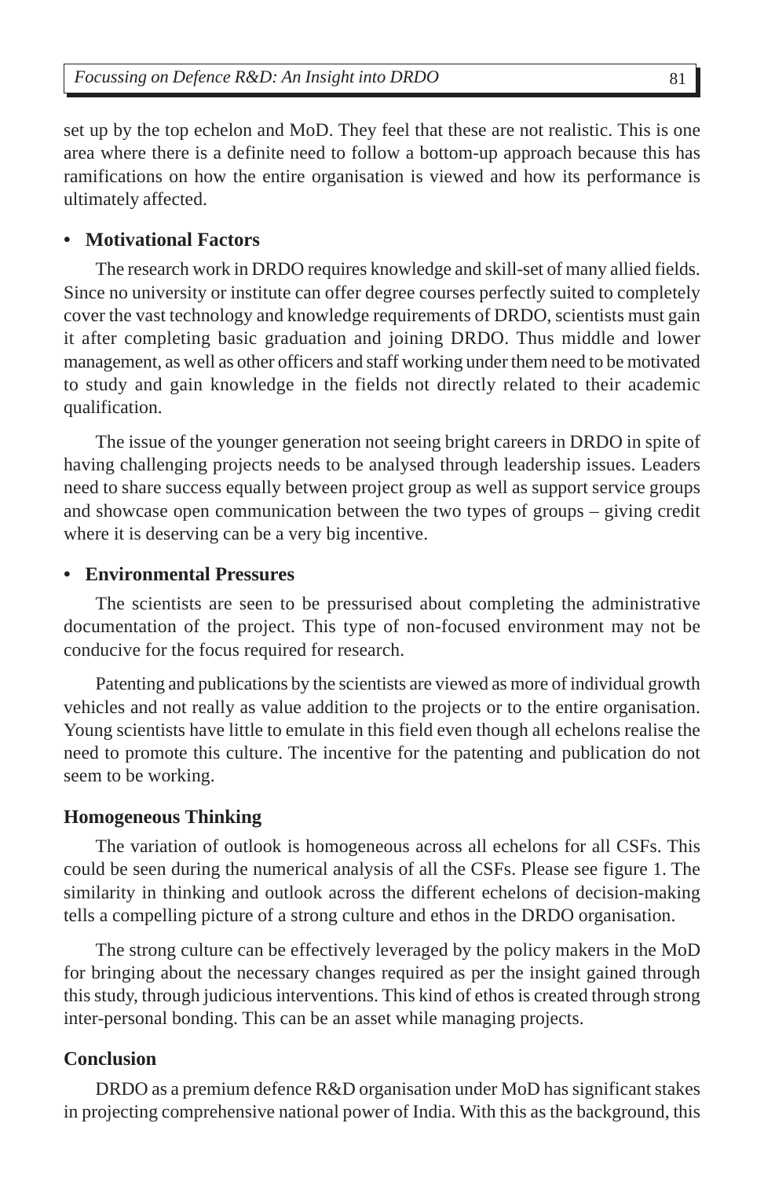set up by the top echelon and MoD. They feel that these are not realistic. This is one area where there is a definite need to follow a bottom-up approach because this has ramifications on how the entire organisation is viewed and how its performance is ultimately affected.

- **Motivational Factors**

The research work in DRDO requires knowledge and skill-set of many allied fields. Since no university or institute can offer degree courses perfectly suited to completely cover the vast technology and knowledge requirements of DRDO, scientists must gain it after completing basic graduation and joining DRDO. Thus middle and lower management, as well as other officers and staff working under them need to be motivated to study and gain knowledge in the fields not directly related to their academic qualification.

The issue of the younger generation not seeing bright careers in DRDO in spite of having challenging projects needs to be analysed through leadership issues. Leaders need to share success equally between project group as well as support service groups and showcase open communication between the two types of groups – giving credit where it is deserving can be a very big incentive.

- **Environmental Pressures**

The scientists are seen to be pressurised about completing the administrative documentation of the project. This type of non-focused environment may not be conducive for the focus required for research.

Patenting and publications by the scientists are viewed as more of individual growth vehicles and not really as value addition to the projects or to the entire organisation. Young scientists have little to emulate in this field even though all echelons realise the need to promote this culture. The incentive for the patenting and publication do not seem to be working.

### Homogeneous Thinking

The variation of outlook is homogeneous across all echelons for all CSFs. This could be seen during the numerical analysis of all the CSFs. Please see figure 1. The similarity in thinking and outlook across the different echelons of decision-making tells a compelling picture of a strong culture and ethos in the DRDO organisation.

The strong culture can be effectively leveraged by the policy makers in the MoD for bringing about the necessary changes required as per the insight gained through this study, through judicious interventions. This kind of ethos is created through strong inter-personal bonding. This can be an asset while managing projects.

### Conclusion

DRDO as a premium defence R&D organisation under MoD has significant stakes in projecting comprehensive national power of India. With this as the background, this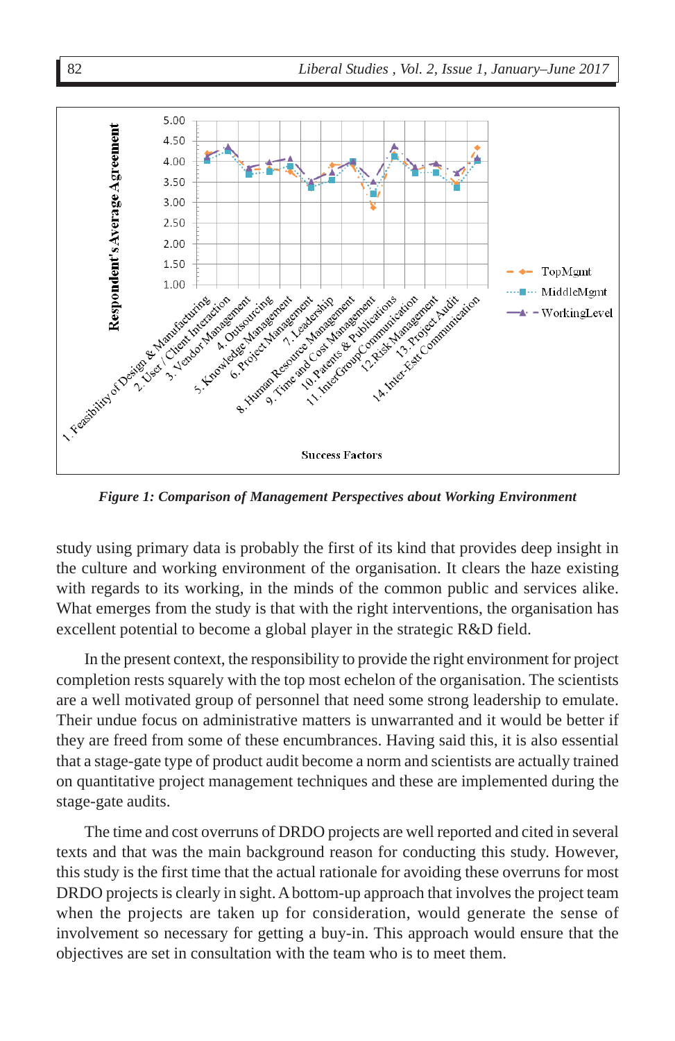*Figure 1: Comparison of Management Perspectives about Working Environment*

study using primary data is probably the first of its kind that provides deep insight in the culture and working environment of the organisation. It clears the haze existing with regards to its working, in the minds of the common public and services alike. What emerges from the study is that with the right interventions, the organisation has excellent potential to become a global player in the strategic R&D field.

In the present context, the responsibility to provide the right environment for project completion rests squarely with the top most echelon of the organisation. The scientists are a well motivated group of personnel that need some strong leadership to emulate. Their undue focus on administrative matters is unwarranted and it would be better if they are freed from some of these encumbrances. Having said this, it is also essential that a stage-gate type of product audit become a norm and scientists are actually trained on quantitative project management techniques and these are implemented during the stage-gate audits.

The time and cost overruns of DRDO projects are well reported and cited in several texts and that was the main background reason for conducting this study. However, this study is the first time that the actual rationale for avoiding these overruns for most DRDO projects is clearly in sight. A bottom-up approach that involves the project team when the projects are taken up for consideration, would generate the sense of involvement so necessary for getting a buy-in. This approach would ensure that the objectives are set in consultation with the team who is to meet them.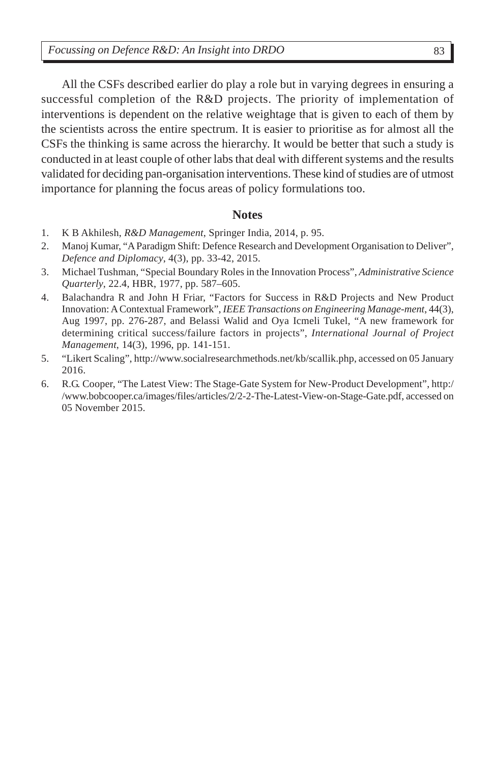All the CSFs described earlier do play a role but in varying degrees in ensuring a successful completion of the R&D projects. The priority of implementation of interventions is dependent on the relative weightage that is given to each of them by the scientists across the entire spectrum. It is easier to prioritise as for almost all the CSFs the thinking is same across the hierarchy. It would be better that such a study is conducted in at least couple of other labs that deal with different systems and the results validated for deciding pan-organisation interventions. These kind of studies are of utmost importance for planning the focus areas of policy formulations too.

## Notes

1. K B Akhilesh, *R&D Management*, Springer India, 2014, p. 95.
2. Manoj Kumar, "A Paradigm Shift: Defence Research and Development Organisation to Deliver", *Defence and Diplomacy*, 4(3), pp. 33-42, 2015.
3. Michael Tushman, "Special Boundary Roles in the Innovation Process", *Administrative Science Quarterly*, 22.4, HBR, 1977, pp. 587–605.
4. Balachandra R and John H Friar, "Factors for Success in R&D Projects and New Product Innovation: A Contextual Framework", *IEEE Transactions on Engineering Manage-ment*, 44(3), Aug 1997, pp. 276-287, and Belassi Walid and Oya Icmeli Tukel, "A new framework for determining critical success/failure factors in projects", *International Journal of Project Management*, 14(3), 1996, pp. 141-151.
5. "Likert Scaling", http://www.socialresearchmethods.net/kb/scallik.php, accessed on 05 January 2016.
6. R.G. Cooper, "The Latest View: The Stage-Gate System for New-Product Development", http://www.bobcooper.ca/images/files/articles/2/2-2-The-Latest-View-on-Stage-Gate.pdf, accessed on 05 November 2015.